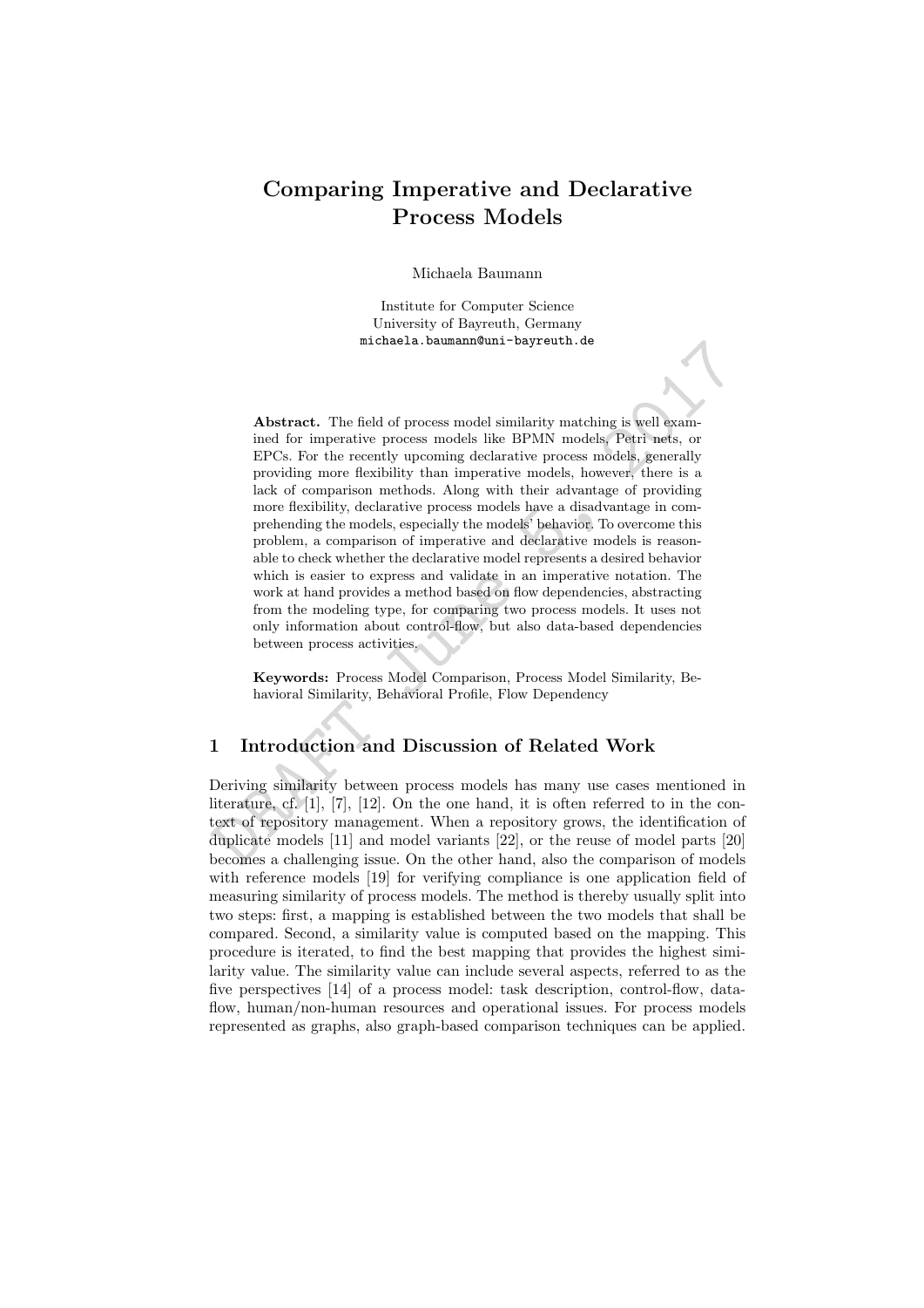# Comparing Imperative and Declarative Process Models

Michaela Baumann

Institute for Computer Science
University of Bayreuth, Germany
michaela.baumann@uni-bayreuth.de

**Abstract.** The field of process model similarity matching is well examined for imperative process models like BPMN models, Petri nets, or EPCs. For the recently upcoming declarative process models, generally providing more flexibility than imperative models, however, there is a lack of comparison methods. Along with their advantage of providing more flexibility, declarative process models have a disadvantage in comprehending the models, especially the models' behavior. To overcome this problem, a comparison of imperative and declarative models is reasonable to check whether the declarative model represents a desired behavior which is easier to express and validate in an imperative notation. The work at hand provides a method based on flow dependencies, abstracting from the modeling type, for comparing two process models. It uses not only information about control-flow, but also data-based dependencies between process activities.

**Keywords:** Process Model Comparison, Process Model Similarity, Behavioral Similarity, Behavioral Profile, Flow Dependency

## 1 Introduction and Discussion of Related Work

Deriving similarity between process models has many use cases mentioned in literature, cf. [1], [7], [12]. On the one hand, it is often referred to in the context of repository management. When a repository grows, the identification of duplicate models [11] and model variants [22], or the reuse of model parts [20] becomes a challenging issue. On the other hand, also the comparison of models with reference models [19] for verifying compliance is one application field of measuring similarity of process models. The method is thereby usually split into two steps: first, a mapping is established between the two models that shall be compared. Second, a similarity value is computed based on the mapping. This procedure is iterated, to find the best mapping that provides the highest similarity value. The similarity value can include several aspects, referred to as the five perspectives [14] of a process model: task description, control-flow, data-flow, human/non-human resources and operational issues. For process models represented as graphs, also graph-based comparison techniques can be applied.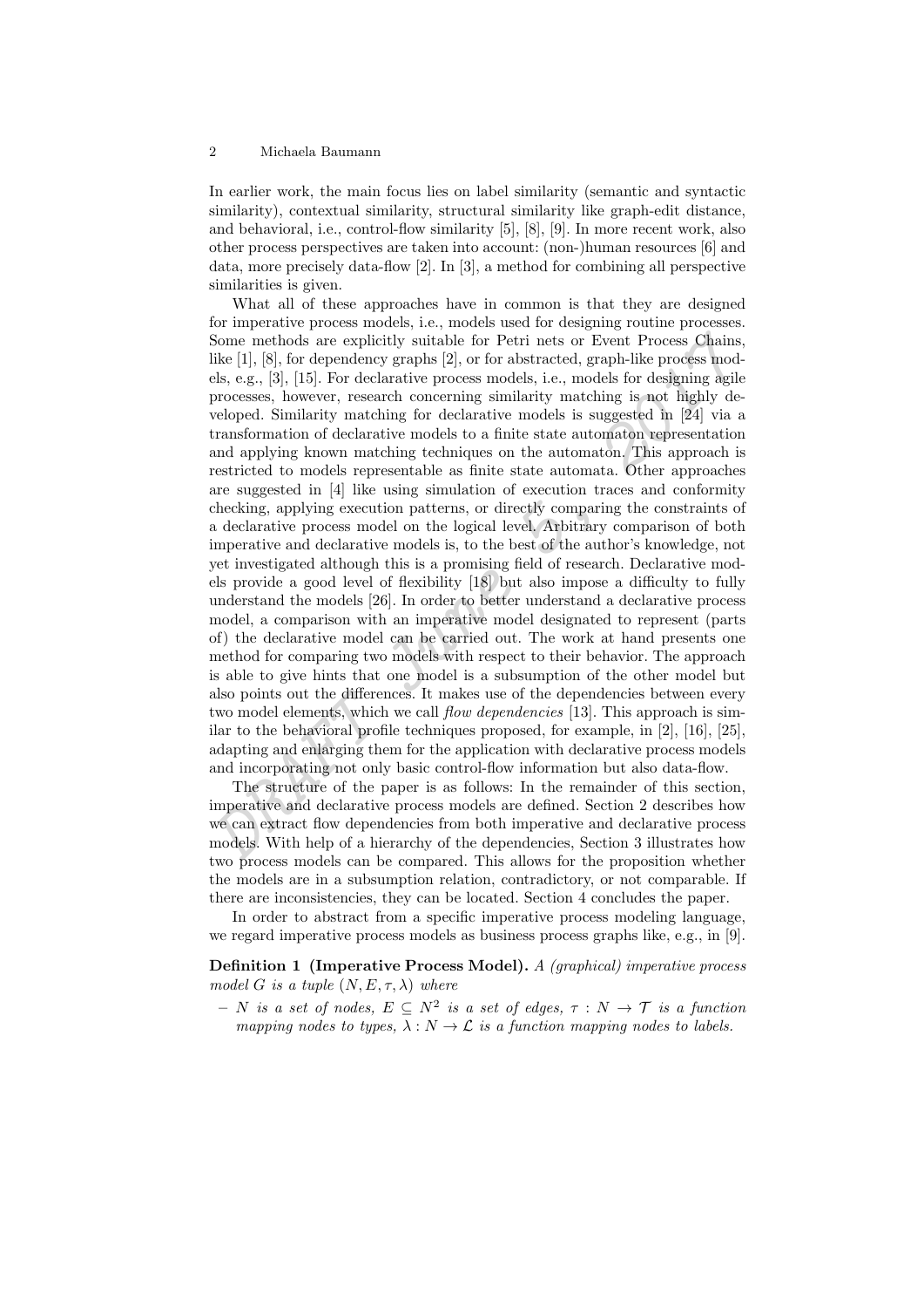In earlier work, the main focus lies on label similarity (semantic and syntactic similarity), contextual similarity, structural similarity like graph-edit distance, and behavioral, i.e., control-flow similarity [5], [8], [9]. In more recent work, also other process perspectives are taken into account: (non-)human resources [6] and data, more precisely data-flow [2]. In [3], a method for combining all perspective similarities is given.

What all of these approaches have in common is that they are designed for imperative process models, i.e., models used for designing routine processes. Some methods are explicitly suitable for Petri nets or Event Process Chains, like [1], [8], for dependency graphs [2], or for abstracted, graph-like process models, e.g., [3], [15]. For declarative process models, i.e., models for designing agile processes, however, research concerning similarity matching is not highly developed. Similarity matching for declarative models is suggested in [24] via a transformation of declarative models to a finite state automaton representation and applying known matching techniques on the automaton. This approach is restricted to models representable as finite state automata. Other approaches are suggested in [4] like using simulation of execution traces and conformity checking, applying execution patterns, or directly comparing the constraints of a declarative process model on the logical level. Arbitrary comparison of both imperative and declarative models is, to the best of the author's knowledge, not yet investigated although this is a promising field of research. Declarative models provide a good level of flexibility [18] but also impose a difficulty to fully understand the models [26]. In order to better understand a declarative process model, a comparison with an imperative model designated to represent (parts of) the declarative model can be carried out. The work at hand presents one method for comparing two models with respect to their behavior. The approach is able to give hints that one model is a subsumption of the other model but also points out the differences. It makes use of the dependencies between every two model elements, which we call *flow dependencies* [13]. This approach is similar to the behavioral profile techniques proposed, for example, in [2], [16], [25], adapting and enlarging them for the application with declarative process models and incorporating not only basic control-flow information but also data-flow.

The structure of the paper is as follows: In the remainder of this section, imperative and declarative process models are defined. Section 2 describes how we can extract flow dependencies from both imperative and declarative process models. With help of a hierarchy of the dependencies, Section 3 illustrates how two process models can be compared. This allows for the proposition whether the models are in a subsumption relation, contradictory, or not comparable. If there are inconsistencies, they can be located. Section 4 concludes the paper.

In order to abstract from a specific imperative process modeling language, we regard imperative process models as business process graphs like, e.g., in [9].

**Definition 1 (Imperative Process Model).** *A (graphical) imperative process model $G$ is a tuple $(N, E, \tau, \lambda)$ where*

- *$N$ is a set of nodes, $E \subseteq N^2$ is a set of edges, $\tau : N \rightarrow \mathcal{T}$ is a function mapping nodes to types, $\lambda : N \rightarrow \mathcal{L}$ is a function mapping nodes to labels.*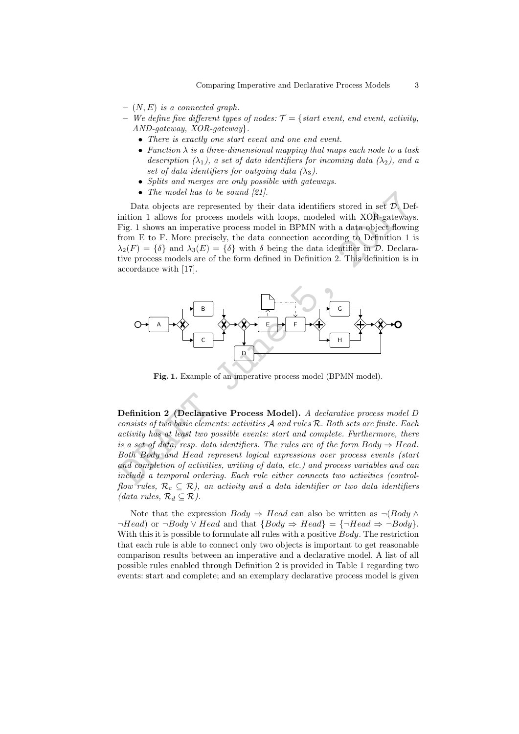- $(N, E)$ *is a connected graph.*
- *We define five different types of nodes:* $\mathcal{T} = \{$*start event, end event, activity, AND-gateway, XOR-gateway*$\}$.
  - *There is exactly one start event and one end event.*
  - *Function* $\lambda$ *is a three-dimensional mapping that maps each node to a task description* ($\lambda_1$)*, a set of data identifiers for incoming data* ($\lambda_2$)*, and a set of data identifiers for outgoing data* ($\lambda_3$)*.*
  - *Splits and merges are only possible with gateways.*
  - *The model has to be sound [21].*

Data objects are represented by their data identifiers stored in set $\mathcal{D}$. Definition 1 allows for process models with loops, modeled with XOR-gateways. Fig. 1 shows an imperative process model in BPMN with a data object flowing from E to F. More precisely, the data connection according to Definition 1 is $\lambda_2(F) = \{\delta\}$ and $\lambda_3(E) = \{\delta\}$ with $\delta$ being the data identifier in $\mathcal{D}$. Declarative process models are of the form defined in Definition 2. This definition is in accordance with [17].

**Fig. 1.** Example of an imperative process model (BPMN model).

**Definition 2 (Declarative Process Model).** *A declarative process model D consists of two basic elements: activities* $\mathcal{A}$ *and rules* $\mathcal{R}$*. Both sets are finite. Each activity has at least two possible events: start and complete. Furthermore, there is a set of data, resp. data identifiers. The rules are of the form* $Body \Rightarrow Head$*. Both* $Body$ *and* $Head$ *represent logical expressions over process events (start and completion of activities, writing of data, etc.) and process variables and can include a temporal ordering. Each rule either connects two activities (control-flow rules,* $\mathcal{R}_c \subseteq \mathcal{R}$*), an activity and a data identifier or two data identifiers (data rules,* $\mathcal{R}_d \subseteq \mathcal{R}$*).*

Note that the expression $Body \Rightarrow Head$ can also be written as $\neg(Body \wedge \neg Head)$ or $\neg Body \vee Head$ and that $\{Body \Rightarrow Head\} = \{\neg Head \Rightarrow \neg Body\}$. With this it is possible to formulate all rules with a positive $Body$. The restriction that each rule is able to connect only two objects is important to get reasonable comparison results between an imperative and a declarative model. A list of all possible rules enabled through Definition 2 is provided in Table 1 regarding two events: start and complete; and an exemplary declarative process model is given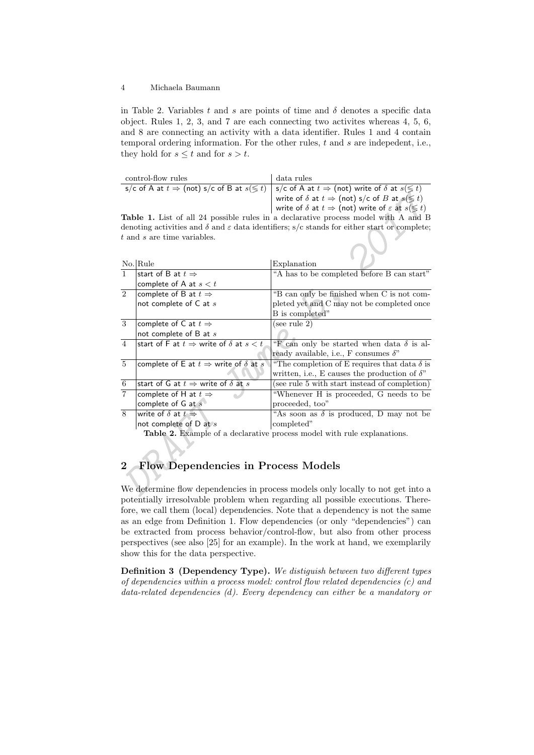in Table 2. Variables $t$ and $s$ are points of time and $\delta$ denotes a specific data object. Rules 1, 2, 3, and 7 are each connecting two activites whereas 4, 5, 6, and 8 are connecting an activity with a data identifier. Rules 1 and 4 contain temporal ordering information. For the other rules, $t$ and $s$ are indepedent, i.e., they hold for $s \leq t$ and for $s > t$.

| control-flow rules | data rules |
|---|---|
| s/c of A at $t \Rightarrow$ (not) s/c of B at $s(\lesseqgtr t)$ | s/c of A at $t \Rightarrow$ (not) write of $\delta$ at $s(\lesseqgtr t)$ |
| | write of $\delta$ at $t \Rightarrow$ (not) s/c of $B$ at $s(\lesseqgtr t)$ |
| | write of $\delta$ at $t \Rightarrow$ (not) write of $\varepsilon$ at $s(\lesseqgtr t)$ |

**Table 1.** List of all 24 possible rules in a declarative process model with A and B denoting activities and $\delta$ and $\varepsilon$ data identifiers; s/c stands for either start or complete; $t$ and $s$ are time variables.

| No. | Rule | Explanation |
|---|---|---|
| 1 | start of B at $t \Rightarrow$ complete of A at $s < t$ | "A has to be completed before B can start" |
| 2 | complete of B at $t \Rightarrow$ not complete of C at $s$ | "B can only be finished when C is not completed yet and C may not be completed once B is completed" |
| 3 | complete of C at $t \Rightarrow$ not complete of B at $s$ | (see rule 2) |
| 4 | start of F at $t \Rightarrow$ write of $\delta$ at $s < t$ | "F can only be started when data $\delta$ is already available, i.e., F consumes $\delta$" |
| 5 | complete of E at $t \Rightarrow$ write of $\delta$ at $s$ | "The completion of E requires that data $\delta$ is written, i.e., E causes the production of $\delta$" |
| 6 | start of G at $t \Rightarrow$ write of $\delta$ at $s$ | (see rule 5 with start instead of completion) |
| 7 | complete of H at $t \Rightarrow$ complete of G at $s$ | "Whenever H is proceeded, G needs to be proceeded, too" |
| 8 | write of $\delta$ at $t \Rightarrow$ not complete of D at $s$ | "As soon as $\delta$ is produced, D may not be completed" |

**Table 2.** Example of a declarative process model with rule explanations.

## 2 Flow Dependencies in Process Models

We determine flow dependencies in process models only locally to not get into a potentially irresolvable problem when regarding all possible executions. Therefore, we call them (local) dependencies. Note that a dependency is not the same as an edge from Definition 1. Flow dependencies (or only "dependencies") can be extracted from process behavior/control-flow, but also from other process perspectives (see also [25] for an example). In the work at hand, we exemplarily show this for the data perspective.

**Definition 3 (Dependency Type).** *We distiguish between two different types of dependencies within a process model: control flow related dependencies (c) and data-related dependencies (d). Every dependency can either be a mandatory or*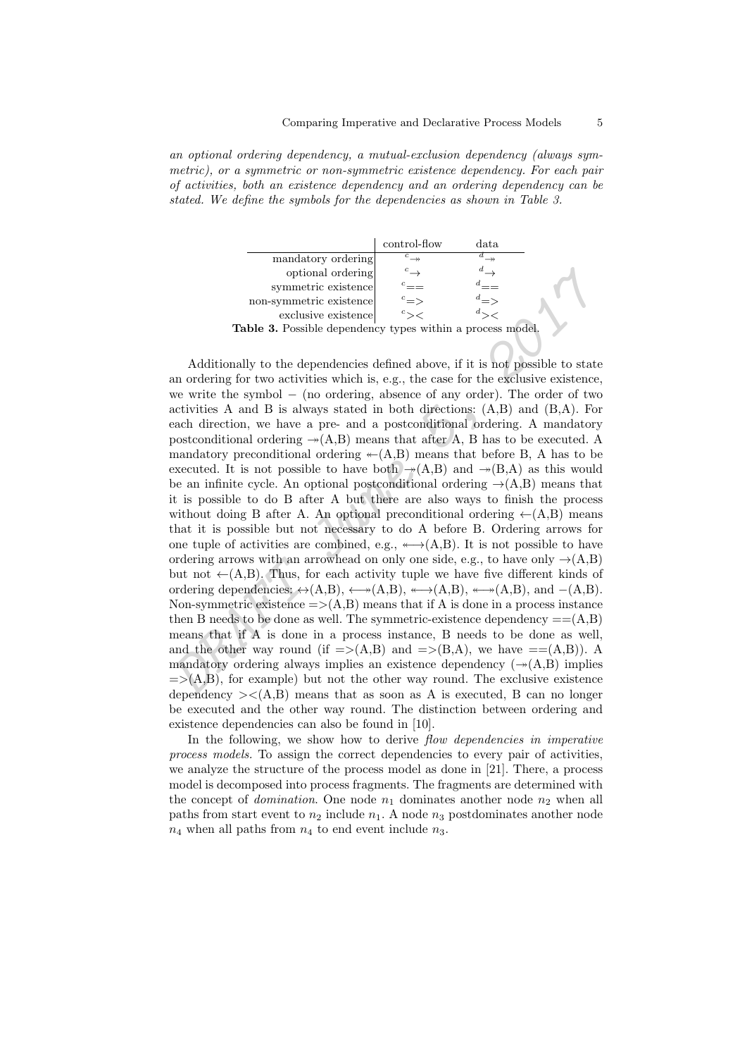*an optional ordering dependency, a mutual-exclusion dependency (always symmetric), or a symmetric or non-symmetric existence dependency. For each pair of activities, both an existence dependency and an ordering dependency can be stated. We define the symbols for the dependencies as shown in Table 3.*

| | control-flow | data |
|---|---|---|
| mandatory ordering | ${}^{c}\twoheadrightarrow$ | ${}^{d}\twoheadrightarrow$ |
| optional ordering | ${}^{c}\rightarrow$ | ${}^{d}\rightarrow$ |
| symmetric existence | ${}^{c}==$ | ${}^{d}==$ |
| non-symmetric existence | ${}^{c}=>$ | ${}^{d}=>$ |
| exclusive existence | ${}^{c}><$ | ${}^{d}><$ |

**Table 3.** Possible dependency types within a process model.

Additionally to the dependencies defined above, if it is not possible to state an ordering for two activities which is, e.g., the case for the exclusive existence, we write the symbol $-$ (no ordering, absence of any order). The order of two activities A and B is always stated in both directions: (A,B) and (B,A). For each direction, we have a pre- and a postconditional ordering. A mandatory postconditional ordering $\twoheadrightarrow$(A,B) means that after A, B has to be executed. A mandatory preconditional ordering $\twoheadleftarrow$(A,B) means that before B, A has to be executed. It is not possible to have both $\twoheadrightarrow$(A,B) and $\twoheadrightarrow$(B,A) as this would be an infinite cycle. An optional postconditional ordering $\rightarrow$(A,B) means that it is possible to do B after A but there are also ways to finish the process without doing B after A. An optional preconditional ordering $\leftarrow$(A,B) means that it is possible but not necessary to do A before B. Ordering arrows for one tuple of activities are combined, e.g., $\twoheadleftarrow\!\!\rightarrow$(A,B). It is not possible to have ordering arrows with an arrowhead on only one side, e.g., to have only $\rightarrow$(A,B) but not $\leftarrow$(A,B). Thus, for each activity tuple we have five different kinds of ordering dependencies: $\leftrightarrow$(A,B), $\longleftrightarrow\!\!\!\!\!\rightarrow$(A,B), $\twoheadleftarrow\!\!\longrightarrow$(A,B), $\twoheadleftarrow\!\!\twoheadrightarrow$(A,B), and $-$(A,B). Non-symmetric existence $=>$(A,B) means that if A is done in a process instance then B needs to be done as well. The symmetric-existence dependency $==$(A,B) means that if A is done in a process instance, B needs to be done as well, and the other way round (if $=>$(A,B) and $=>$(B,A), we have $==$(A,B)). A mandatory ordering always implies an existence dependency ($\twoheadrightarrow$(A,B) implies $=>$(A,B), for example) but not the other way round. The exclusive existence dependency $><$(A,B) means that as soon as A is executed, B can no longer be executed and the other way round. The distinction between ordering and existence dependencies can also be found in [10].

In the following, we show how to derive *flow dependencies in imperative process models*. To assign the correct dependencies to every pair of activities, we analyze the structure of the process model as done in [21]. There, a process model is decomposed into process fragments. The fragments are determined with the concept of *domination*. One node $n_1$ dominates another node $n_2$ when all paths from start event to $n_2$ include $n_1$. A node $n_3$ postdominates another node $n_4$ when all paths from $n_4$ to end event include $n_3$.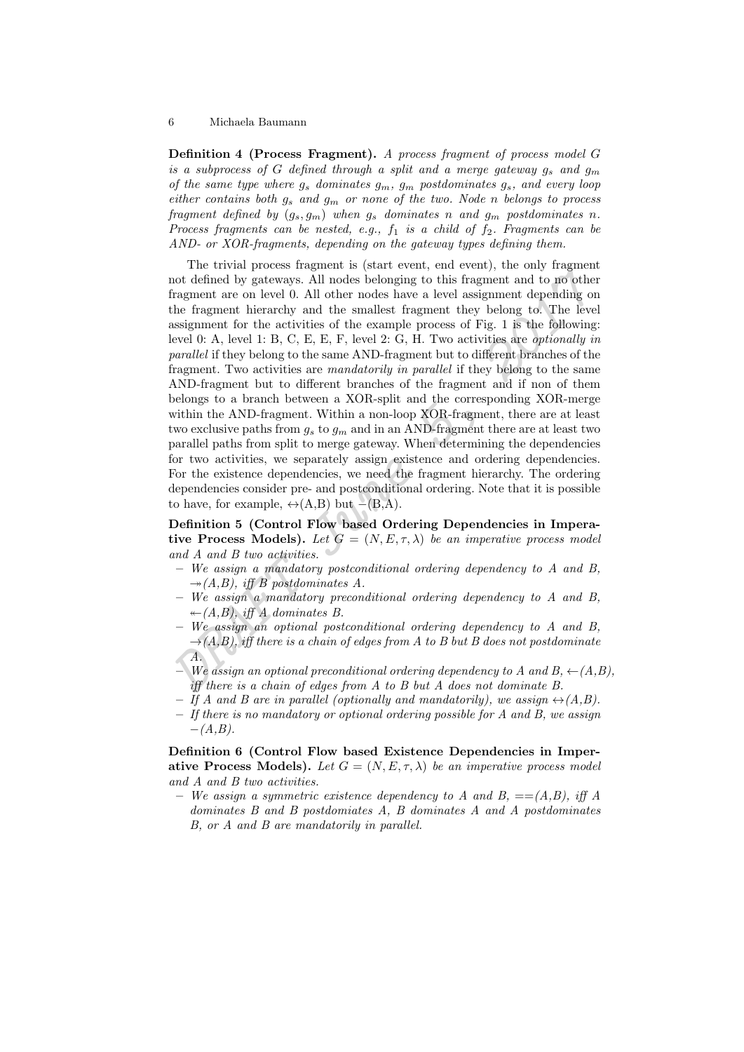**Definition 4 (Process Fragment).** *A process fragment of process model $G$ is a subprocess of $G$ defined through a split and a merge gateway $g_s$ and $g_m$ of the same type where $g_s$ dominates $g_m$, $g_m$ postdominates $g_s$, and every loop either contains both $g_s$ and $g_m$ or none of the two. Node $n$ belongs to process fragment defined by $(g_s, g_m)$ when $g_s$ dominates $n$ and $g_m$ postdominates $n$. Process fragments can be nested, e.g., $f_1$ is a child of $f_2$. Fragments can be AND- or XOR-fragments, depending on the gateway types defining them.*

The trivial process fragment is (start event, end event), the only fragment not defined by gateways. All nodes belonging to this fragment and to no other fragment are on level 0. All other nodes have a level assignment depending on the fragment hierarchy and the smallest fragment they belong to. The level assignment for the activities of the example process of Fig. 1 is the following: level 0: A, level 1: B, C, E, E, F, level 2: G, H. Two activities are *optionally in parallel* if they belong to the same AND-fragment but to different branches of the fragment. Two activities are *mandatorily in parallel* if they belong to the same AND-fragment but to different branches of the fragment and if non of them belongs to a branch between a XOR-split and the corresponding XOR-merge within the AND-fragment. Within a non-loop XOR-fragment, there are at least two exclusive paths from $g_s$ to $g_m$ and in an AND-fragment there are at least two parallel paths from split to merge gateway. When determining the dependencies for two activities, we separately assign existence and ordering dependencies. For the existence dependencies, we need the fragment hierarchy. The ordering dependencies consider pre- and postconditional ordering. Note that it is possible to have, for example, $\leftrightarrow$(A,B) but $-$(B,A).

**Definition 5 (Control Flow based Ordering Dependencies in Imperative Process Models).** *Let $G = (N, E, \tau, \lambda)$ be an imperative process model and A and B two activities.*

- *We assign a mandatory postconditional ordering dependency to A and B, $\twoheadrightarrow$(A,B), iff B postdominates A.*
- *We assign a mandatory preconditional ordering dependency to A and B, $\twoheadleftarrow$(A,B), iff A dominates B.*
- *We assign an optional postconditional ordering dependency to A and B, $\rightarrow$(A,B), iff there is a chain of edges from A to B but B does not postdominate A.*
- *We assign an optional preconditional ordering dependency to A and B, $\leftarrow$(A,B), iff there is a chain of edges from A to B but A does not dominate B.*
- *If A and B are in parallel (optionally and mandatorily), we assign $\leftrightarrow$(A,B).*
- *If there is no mandatory or optional ordering possible for A and B, we assign $-$(A,B).*

**Definition 6 (Control Flow based Existence Dependencies in Imperative Process Models).** *Let $G = (N, E, \tau, \lambda)$ be an imperative process model and A and B two activities.*

- *We assign a symmetric existence dependency to A and B, $==$(A,B), iff A dominates B and B postdomiates A, B dominates A and A postdominates B, or A and B are mandatorily in parallel.*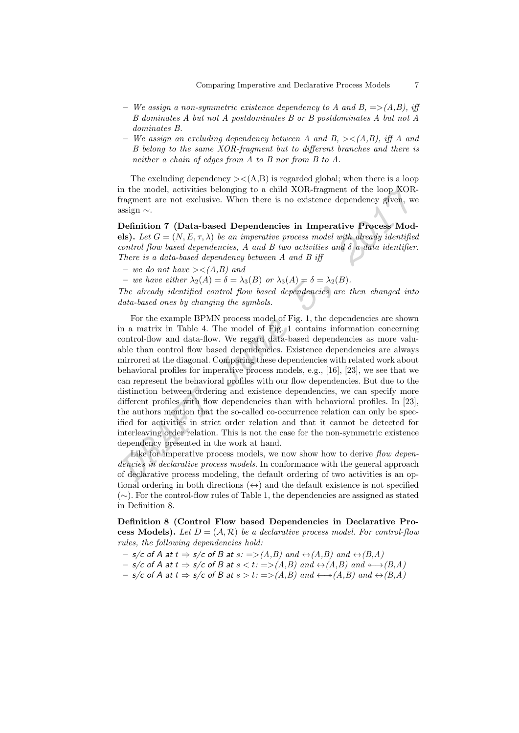– *We assign a non-symmetric existence dependency to A and B, =>(A,B), iff B dominates A but not A postdominates B or B postdominates A but not A dominates B.*
– *We assign an excluding dependency between A and B, ><(A,B), iff A and B belong to the same XOR-fragment but to different branches and there is neither a chain of edges from A to B nor from B to A.*

The excluding dependency ><(A,B) is regarded global; when there is a loop in the model, activities belonging to a child XOR-fragment of the loop XOR-fragment are not exclusive. When there is no existence dependency given, we assign $\sim$.

**Definition 7 (Data-based Dependencies in Imperative Process Models).** *Let $G = (N, E, \tau, \lambda)$ be an imperative process model with already identified control flow based dependencies, A and B two activities and $\delta$ a data identifier. There is a data-based dependency between A and B iff*

– *we do not have ><(A,B) and*
– *we have either $\lambda_2(A) = \delta = \lambda_3(B)$ or $\lambda_3(A) = \delta = \lambda_2(B)$.*

*The already identified control flow based dependencies are then changed into data-based ones by changing the symbols.*

For the example BPMN process model of Fig. 1, the dependencies are shown in a matrix in Table 4. The model of Fig. 1 contains information concerning control-flow and data-flow. We regard data-based dependencies as more valuable than control flow based dependencies. Existence dependencies are always mirrored at the diagonal. Comparing these dependencies with related work about behavioral profiles for imperative process models, e.g., [16], [23], we see that we can represent the behavioral profiles with our flow dependencies. But due to the distinction between ordering and existence dependencies, we can specify more different profiles with flow dependencies than with behavioral profiles. In [23], the authors mention that the so-called co-occurrence relation can only be specified for activities in strict order relation and that it cannot be detected for interleaving order relation. This is not the case for the non-symmetric existence dependency presented in the work at hand.

Like for imperative process models, we now show how to derive *flow dependencies in declarative process models*. In conformance with the general approach of declarative process modeling, the default ordering of two activities is an optional ordering in both directions ($\leftrightarrow$) and the default existence is not specified ($\sim$). For the control-flow rules of Table 1, the dependencies are assigned as stated in Definition 8.

**Definition 8 (Control Flow based Dependencies in Declarative Process Models).** *Let $D = (\mathcal{A}, \mathcal{R})$ be a declarative process model. For control-flow rules, the following dependencies hold:*

– s/c of A at $t \Rightarrow$ s/c of B at s: *=>(A,B) and $\leftrightarrow$(A,B) and $\leftrightarrow$(B,A)*
– s/c of A at $t \Rightarrow$ s/c of B at $s < t$: *=>(A,B) and $\leftrightarrow$(A,B) and $\twoheadleftarrow\!\!\rightarrow$(B,A)*
– s/c of A at $t \Rightarrow$ s/c of B at $s > t$: *=>(A,B) and $\leftarrow\!\!\twoheadrightarrow$(A,B) and $\leftrightarrow$(B,A)*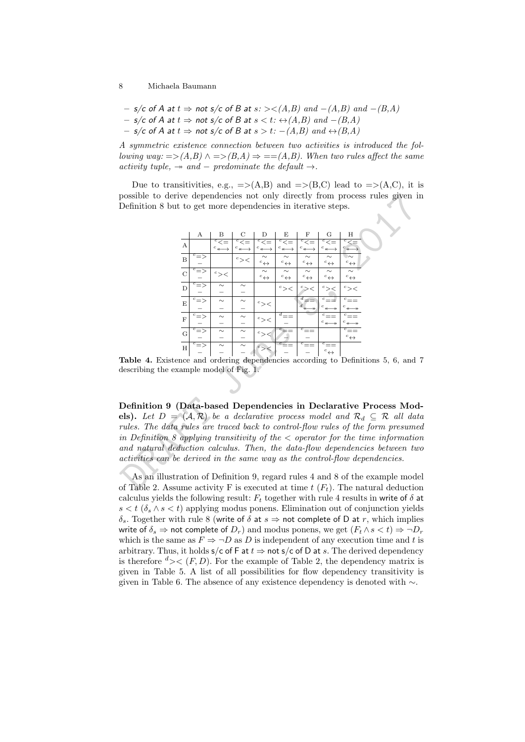- s/c of A at $t \Rightarrow$ not s/c of B at $s$: $><(A,B)$ and $-(A,B)$ and $-(B,A)$
- s/c of A at $t \Rightarrow$ not s/c of B at $s < t$: $\leftrightarrow(A,B)$ and $-(B,A)$
- s/c of A at $t \Rightarrow$ not s/c of B at $s > t$: $-(A,B)$ and $\leftrightarrow(B,A)$

*A symmetric existence connection between two activities is introduced the following way:* $=>(A,B) \wedge =>(B,A) \Rightarrow ==(A,B)$*. When two rules affect the same activity tuple,* $\twoheadrightarrow$ *and* $-$ *predominate the default* $\rightarrow$*.*

Due to transitivities, e.g., $=>(A,B)$ and $=>(B,C)$ lead to $=>(A,C)$, it is possible to derive dependencies not only directly from process rules given in Definition 8 but to get more dependencies in iterative steps.

| | A | B | C | D | E | F | G | H |
|---|---|---|---|---|---|---|---|---|
| A | | $^c<=$ $^c\twoheadleftarrow\!\!\rightarrow$ | $^c<=$ $^c\twoheadleftarrow\!\!\rightarrow$ | $^c<=$ $^c\twoheadleftarrow\!\!\rightarrow$ | $^c<=$ $^c\twoheadleftarrow\!\!\rightarrow$ | $^c<=$ $^c\twoheadleftarrow\!\!\rightarrow$ | $^c<=$ $^c\twoheadleftarrow\!\!\rightarrow$ | $^c<=$ $^c\twoheadleftarrow\!\!\rightarrow$ |
| B | $^c=>$ $-$ | | $^c><$ | $\sim$ $^c\leftrightarrow$ | $\sim$ $^c\leftrightarrow$ | $\sim$ $^c\leftrightarrow$ | $\sim$ $^c\leftrightarrow$ | $\sim$ $^c\leftrightarrow$ |
| C | $^c=>$ $-$ | $^c><$ | | $\sim$ $^c\leftrightarrow$ | $\sim$ $^c\leftrightarrow$ | $\sim$ $^c\leftrightarrow$ | $\sim$ $^c\leftrightarrow$ | $\sim$ $^c\leftrightarrow$ |
| D | $^c=>$ $-$ | $\sim$ $-$ | $\sim$ $-$ | | $^c><$ | $^c><$ | $^c><$ | $^c><$ |
| E | $^c=>$ $-$ | $\sim$ $-$ | $\sim$ $-$ | $^c><$ | | $^d==$ $^d\twoheadleftarrow\!\!\twoheadrightarrow$ | $^c==$ $^c\twoheadleftarrow\!\!\twoheadrightarrow$ | $^c==$ $^c\twoheadleftarrow\!\!\twoheadrightarrow$ |
| F | $^c=>$ $-$ | $\sim$ $-$ | $\sim$ $-$ | $^c><$ | $^d==$ $-$ | | $^c==$ $^c\twoheadleftarrow\!\!\twoheadrightarrow$ | $^c==$ $^c\twoheadleftarrow\!\!\twoheadrightarrow$ |
| G | $^c=>$ $-$ | $\sim$ $-$ | $\sim$ $-$ | $^c><$ | $^c==$ $-$ | $^c==$ $-$ | | $^c==$ $^c\leftrightarrow$ |
| H | $^c=>$ $-$ | $\sim$ $-$ | $\sim$ $-$ | $^c><$ | $^c==$ $-$ | $^c==$ $-$ | $^c==$ $^c\leftrightarrow$ | |

**Table 4.** Existence and ordering dependencies according to Definitions 5, 6, and 7 describing the example model of Fig. 1.

**Definition 9 (Data-based Dependencies in Declarative Process Models).** *Let $D = (\mathcal{A}, \mathcal{R})$ be a declarative process model and $\mathcal{R}_d \subseteq \mathcal{R}$ all data rules. The data rules are traced back to control-flow rules of the form presumed in Definition 8 applying transitivity of the $<$ operator for the time information and natural deduction calculus. Then, the data-flow dependencies between two activities can be derived in the same way as the control-flow dependencies.*

As an illustration of Definition 9, regard rules 4 and 8 of the example model of Table 2. Assume activity F is executed at time $t$ ($F_t$). The natural deduction calculus yields the following result: $F_t$ together with rule 4 results in write of $\delta$ at $s < t$ ($\delta_s \wedge s < t$) applying modus ponens. Elimination out of conjunction yields $\delta_s$. Together with rule 8 (write of $\delta$ at $s \Rightarrow$ not complete of D at $r$, which implies write of $\delta_s \Rightarrow$ not complete of $D_r$) and modus ponens, we get $(F_t \wedge s < t) \Rightarrow \neg D_r$ which is the same as $F \Rightarrow \neg D$ as $D$ is independent of any execution time and $t$ is arbitrary. Thus, it holds s/c of F at $t \Rightarrow$ not s/c of D at $s$. The derived dependency is therefore $^d>< (F, D)$. For the example of Table 2, the dependency matrix is given in Table 5. A list of all possibilities for flow dependency transitivity is given in Table 6. The absence of any existence dependency is denoted with $\sim$.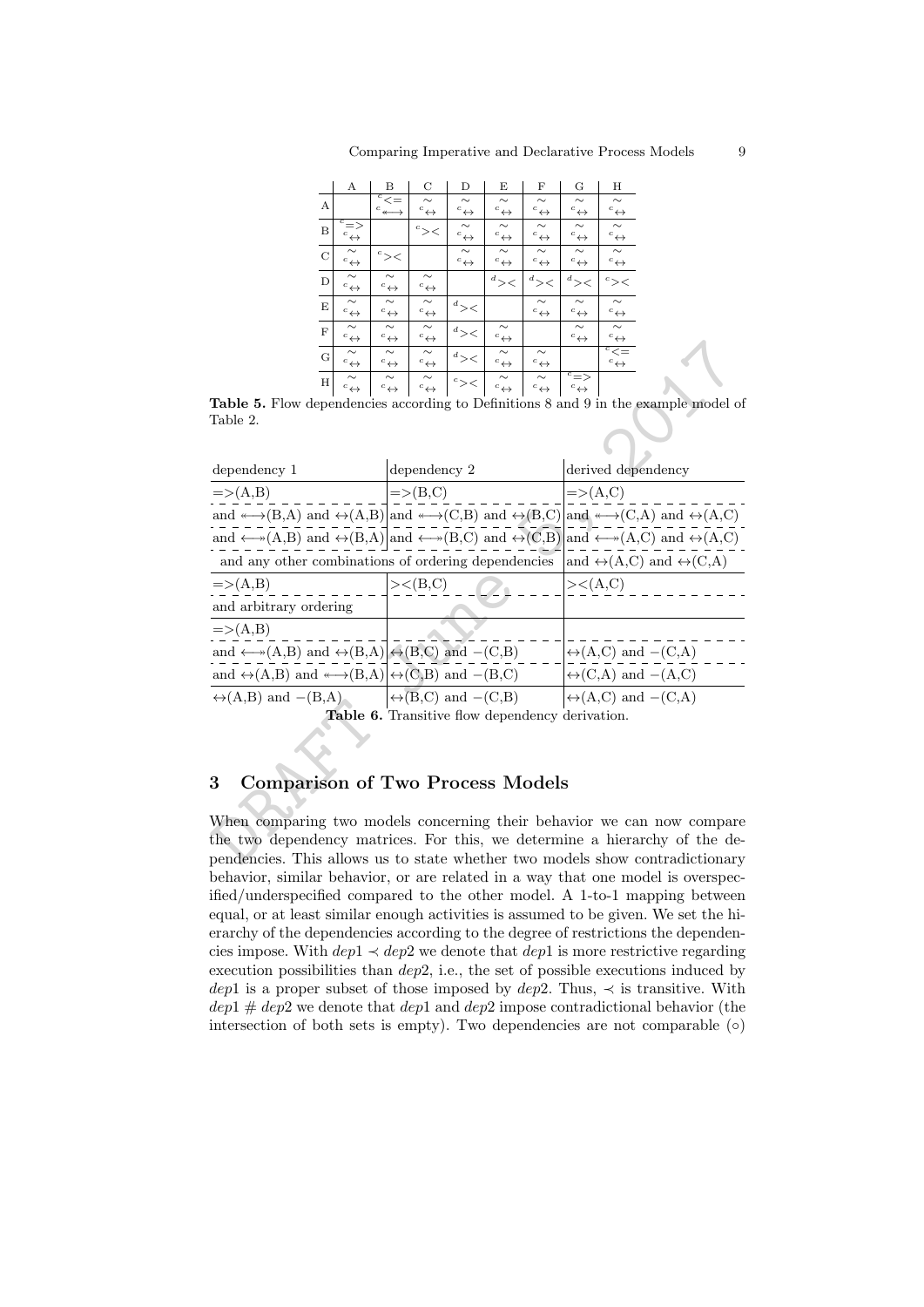|   | A | B | C | D | E | F | G | H |
|---|---|---|---|---|---|---|---|---|
| A |   | $^{c}{<=}$ $^{c}{\twoheadleftarrow\!\!\longrightarrow}$ | $\sim$ $^{c}{\leftrightarrow}$ | $\sim$ $^{c}{\leftrightarrow}$ | $\sim$ $^{c}{\leftrightarrow}$ | $\sim$ $^{c}{\leftrightarrow}$ | $\sim$ $^{c}{\leftrightarrow}$ | $\sim$ $^{c}{\leftrightarrow}$ |
| B | $^{c}{=>}$ $^{c}{\leftrightarrow}$ |   | $^{c}{><}$ | $\sim$ $^{c}{\leftrightarrow}$ | $\sim$ $^{c}{\leftrightarrow}$ | $\sim$ $^{c}{\leftrightarrow}$ | $\sim$ $^{c}{\leftrightarrow}$ | $\sim$ $^{c}{\leftrightarrow}$ |
| C | $\sim$ $^{c}{\leftrightarrow}$ | $^{c}{><}$ |   | $\sim$ $^{c}{\leftrightarrow}$ | $\sim$ $^{c}{\leftrightarrow}$ | $\sim$ $^{c}{\leftrightarrow}$ | $\sim$ $^{c}{\leftrightarrow}$ | $\sim$ $^{c}{\leftrightarrow}$ |
| D | $\sim$ $^{c}{\leftrightarrow}$ | $\sim$ $^{c}{\leftrightarrow}$ | $\sim$ $^{c}{\leftrightarrow}$ |   | $^{d}{><}$ | $^{d}{><}$ | $^{d}{><}$ | $^{c}{><}$ |
| E | $\sim$ $^{c}{\leftrightarrow}$ | $\sim$ $^{c}{\leftrightarrow}$ | $\sim$ $^{c}{\leftrightarrow}$ | $^{d}{><}$ |   | $\sim$ $^{c}{\leftrightarrow}$ | $\sim$ $^{c}{\leftrightarrow}$ | $\sim$ $^{c}{\leftrightarrow}$ |
| F | $\sim$ $^{c}{\leftrightarrow}$ | $\sim$ $^{c}{\leftrightarrow}$ | $\sim$ $^{c}{\leftrightarrow}$ | $^{d}{><}$ | $\sim$ $^{c}{\leftrightarrow}$ |   | $\sim$ $^{c}{\leftrightarrow}$ | $\sim$ $^{c}{\leftrightarrow}$ |
| G | $\sim$ $^{c}{\leftrightarrow}$ | $\sim$ $^{c}{\leftrightarrow}$ | $\sim$ $^{c}{\leftrightarrow}$ | $^{d}{><}$ | $\sim$ $^{c}{\leftrightarrow}$ | $\sim$ $^{c}{\leftrightarrow}$ |   | $^{c}{<=}$ $^{c}{\leftrightarrow}$ |
| H | $\sim$ $^{c}{\leftrightarrow}$ | $\sim$ $^{c}{\leftrightarrow}$ | $\sim$ $^{c}{\leftrightarrow}$ | $^{c}{><}$ | $\sim$ $^{c}{\leftrightarrow}$ | $\sim$ $^{c}{\leftrightarrow}$ | $^{c}{=>}$ $^{c}{\leftrightarrow}$ |   |

**Table 5.** Flow dependencies according to Definitions 8 and 9 in the example model of Table 2.

| dependency 1 | dependency 2 | derived dependency |
|---|---|---|
| =>(A,B) | =>(B,C) | =>(A,C) |
| and ↞⟶(B,A) and ↔(A,B) | and ↞⟶(C,B) and ↔(B,C) | and ↞⟶(C,A) and ↔(A,C) |
| and ⟵↠(A,B) and ↔(B,A) | and ⟵↠(B,C) and ↔(C,B) | and ⟵↠(A,C) and ↔(A,C) |
| and any other combinations of ordering dependencies | | and ↔(A,C) and ↔(C,A) |
| =>(A,B) | ><(B,C) | ><(A,C) |
| and arbitrary ordering | | |
| =>(A,B) | | |
| and ⟵↠(A,B) and ↔(B,A) | ↔(B,C) and −(C,B) | ↔(A,C) and −(C,A) |
| and ↔(A,B) and ↞⟶(B,A) | ↔(C,B) and −(B,C) | ↔(C,A) and −(A,C) |
| ↔(A,B) and −(B,A) | ↔(B,C) and −(C,B) | ↔(A,C) and −(C,A) |

**Table 6.** Transitive flow dependency derivation.

## 3 Comparison of Two Process Models

When comparing two models concerning their behavior we can now compare the two dependency matrices. For this, we determine a hierarchy of the dependencies. This allows us to state whether two models show contradictionary behavior, similar behavior, or are related in a way that one model is overspecified/underspecified compared to the other model. A 1-to-1 mapping between equal, or at least similar enough activities is assumed to be given. We set the hierarchy of the dependencies according to the degree of restrictions the dependencies impose. With $dep1 \prec dep2$ we denote that $dep1$ is more restrictive regarding execution possibilities than $dep2$, i.e., the set of possible executions induced by $dep1$ is a proper subset of those imposed by $dep2$. Thus, $\prec$ is transitive. With $dep1 \# dep2$ we denote that $dep1$ and $dep2$ impose contradictional behavior (the intersection of both sets is empty). Two dependencies are not comparable ($\circ$)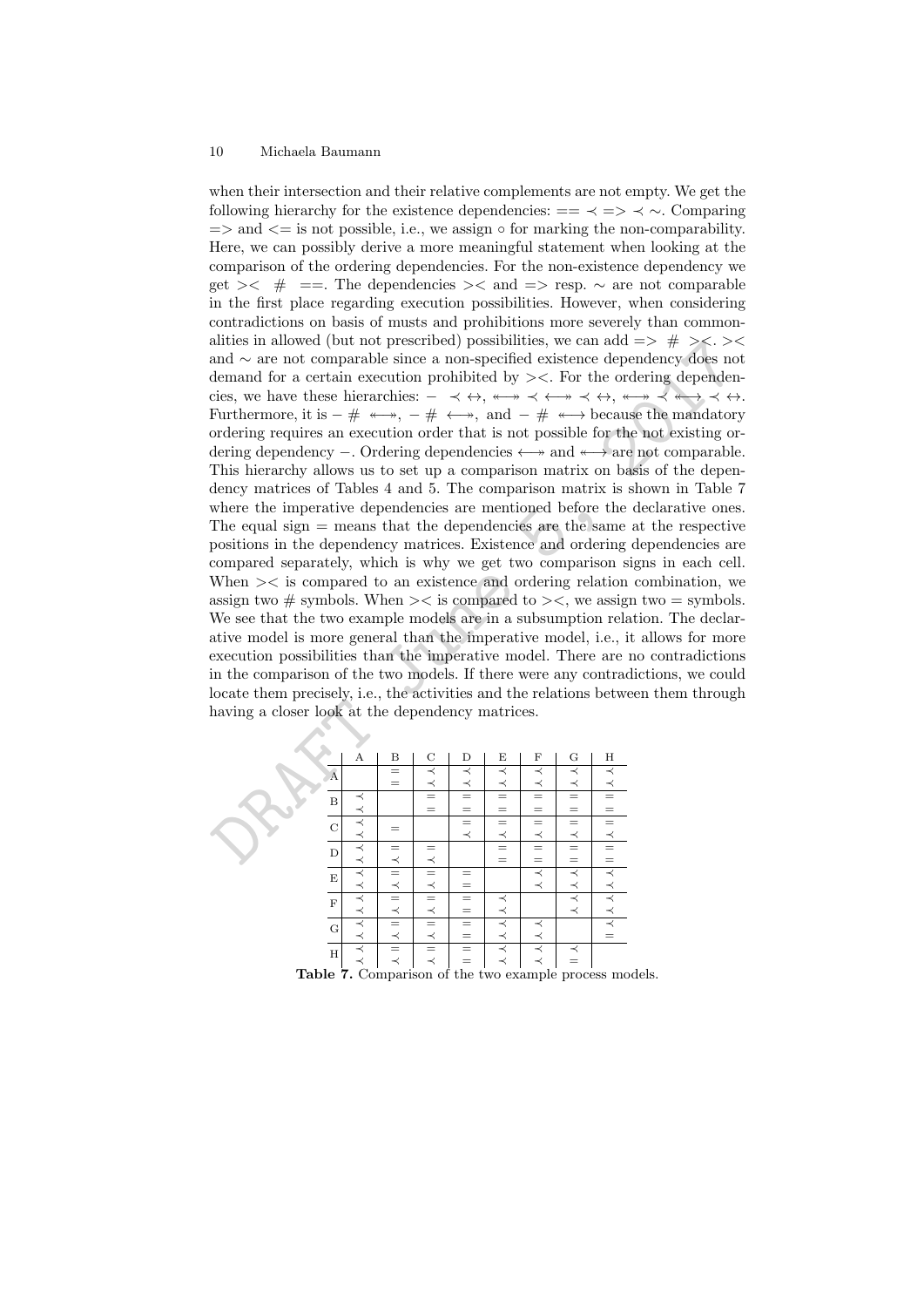when their intersection and their relative complements are not empty. We get the following hierarchy for the existence dependencies: $== \prec => \prec \sim$. Comparing $=>$ and $<=$ is not possible, i.e., we assign $\circ$ for marking the non-comparability. Here, we can possibly derive a more meaningful statement when looking at the comparison of the ordering dependencies. For the non-existence dependency we get $>< \;\#\; ==$. The dependencies $><$ and $=>$ resp. $\sim$ are not comparable in the first place regarding execution possibilities. However, when considering contradictions on basis of musts and prohibitions more severely than commonalities in allowed (but not prescribed) possibilities, we can add $=> \;\#\; ><$. $><$ and $\sim$ are not comparable since a non-specified existence dependency does not demand for a certain execution prohibited by $><$. For the ordering dependencies, we have these hierarchies: $- \prec \leftrightarrow$, $\twoheadleftarrow\!\!\twoheadrightarrow \prec \longleftarrow\!\!\twoheadrightarrow \prec \leftrightarrow$, $\twoheadleftarrow\!\!\twoheadrightarrow \prec \twoheadleftarrow\!\!\longrightarrow \prec \leftrightarrow$. Furthermore, it is $- \;\#\; \twoheadleftarrow\!\!\twoheadrightarrow$, $- \;\#\; \longleftarrow\!\!\twoheadrightarrow$, and $- \;\#\; \twoheadleftarrow\!\!\longrightarrow$ because the mandatory ordering requires an execution order that is not possible for the not existing ordering dependency $-$. Ordering dependencies $\longleftarrow\!\!\twoheadrightarrow$ and $\twoheadleftarrow\!\!\longrightarrow$ are not comparable. This hierarchy allows us to set up a comparison matrix on basis of the dependency matrices of Tables 4 and 5. The comparison matrix is shown in Table 7 where the imperative dependencies are mentioned before the declarative ones. The equal sign $=$ means that the dependencies are the same at the respective positions in the dependency matrices. Existence and ordering dependencies are compared separately, which is why we get two comparison signs in each cell. When $><$ is compared to an existence and ordering relation combination, we assign two $\#$ symbols. When $><$ is compared to $><$, we assign two $=$ symbols. We see that the two example models are in a subsumption relation. The declarative model is more general than the imperative model, i.e., it allows for more execution possibilities than the imperative model. There are no contradictions in the comparison of the two models. If there were any contradictions, we could locate them precisely, i.e., the activities and the relations between them through having a closer look at the dependency matrices.

| | A | B | C | D | E | F | G | H |
|---|---|---|---|---|---|---|---|---|
| A | | = = | ≺ ≺ | ≺ ≺ | ≺ ≺ | ≺ ≺ | ≺ ≺ | ≺ ≺ |
| B | ≺ ≺ | | = = | = = | = = | = = | = = | = = |
| C | ≺ ≺ | = | | = ≺ | = ≺ | = ≺ | = ≺ | = ≺ |
| D | ≺ ≺ | = ≺ | = ≺ | | = = | = = | = = | = = |
| E | ≺ ≺ | = ≺ | = ≺ | = = | | ≺ ≺ | ≺ ≺ | ≺ ≺ |
| F | ≺ ≺ | = ≺ | = ≺ | = = | ≺ ≺ | | ≺ ≺ | ≺ ≺ |
| G | ≺ ≺ | = ≺ | = ≺ | = = | ≺ ≺ | ≺ ≺ | | ≺ = |
| H | ≺ ≺ | = ≺ | = ≺ | = = | ≺ ≺ | ≺ ≺ | ≺ = | |

**Table 7.** Comparison of the two example process models.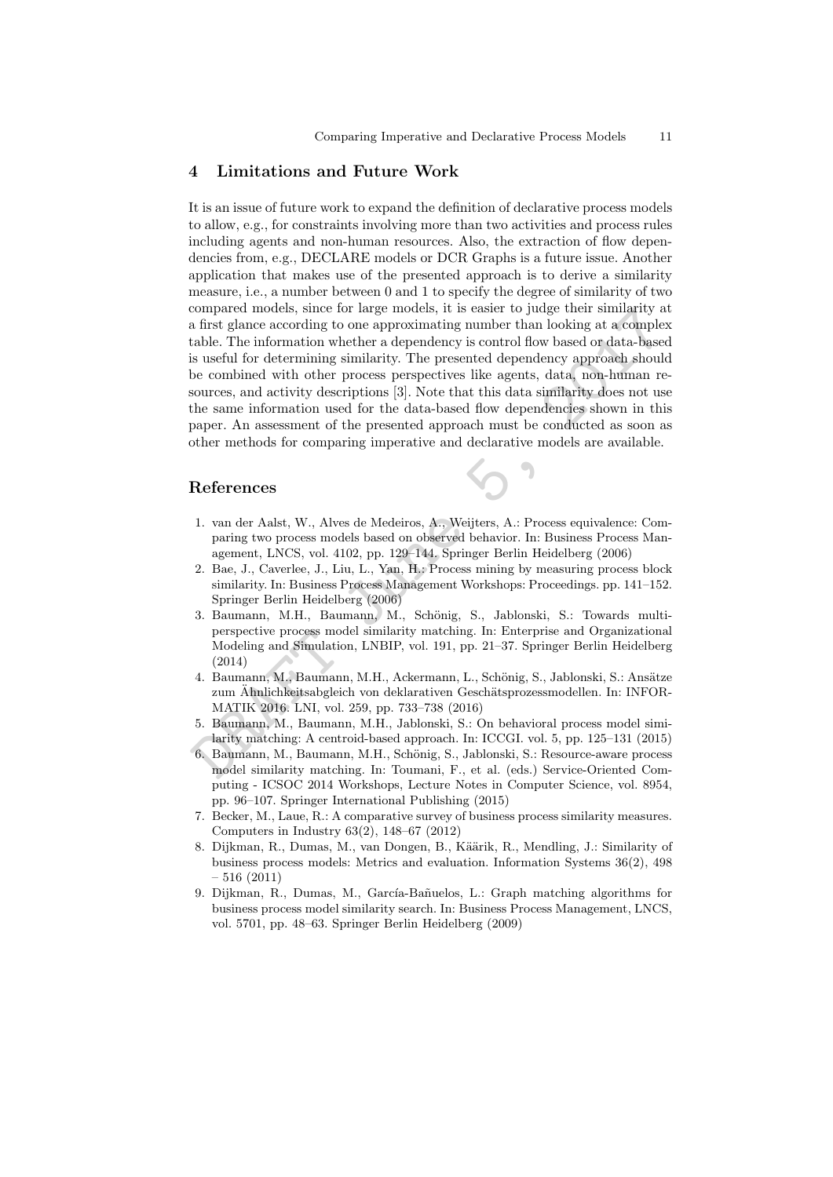## 4 Limitations and Future Work

It is an issue of future work to expand the definition of declarative process models to allow, e.g., for constraints involving more than two activities and process rules including agents and non-human resources. Also, the extraction of flow dependencies from, e.g., DECLARE models or DCR Graphs is a future issue. Another application that makes use of the presented approach is to derive a similarity measure, i.e., a number between 0 and 1 to specify the degree of similarity of two compared models, since for large models, it is easier to judge their similarity at a first glance according to one approximating number than looking at a complex table. The information whether a dependency is control flow based or data-based is useful for determining similarity. The presented dependency approach should be combined with other process perspectives like agents, data, non-human resources, and activity descriptions [3]. Note that this data similarity does not use the same information used for the data-based flow dependencies shown in this paper. An assessment of the presented approach must be conducted as soon as other methods for comparing imperative and declarative models are available.

## References

1. van der Aalst, W., Alves de Medeiros, A., Weijters, A.: Process equivalence: Comparing two process models based on observed behavior. In: Business Process Management, LNCS, vol. 4102, pp. 129–144. Springer Berlin Heidelberg (2006)
2. Bae, J., Caverlee, J., Liu, L., Yan, H.: Process mining by measuring process block similarity. In: Business Process Management Workshops: Proceedings. pp. 141–152. Springer Berlin Heidelberg (2006)
3. Baumann, M.H., Baumann, M., Schönig, S., Jablonski, S.: Towards multi-perspective process model similarity matching. In: Enterprise and Organizational Modeling and Simulation, LNBIP, vol. 191, pp. 21–37. Springer Berlin Heidelberg (2014)
4. Baumann, M., Baumann, M.H., Ackermann, L., Schönig, S., Jablonski, S.: Ansätze zum Ähnlichkeitsabgleich von deklarativen Geschätsprozessmodellen. In: INFORMATIK 2016. LNI, vol. 259, pp. 733–738 (2016)
5. Baumann, M., Baumann, M.H., Jablonski, S.: On behavioral process model similarity matching: A centroid-based approach. In: ICCGI. vol. 5, pp. 125–131 (2015)
6. Baumann, M., Baumann, M.H., Schönig, S., Jablonski, S.: Resource-aware process model similarity matching. In: Toumani, F., et al. (eds.) Service-Oriented Computing - ICSOC 2014 Workshops, Lecture Notes in Computer Science, vol. 8954, pp. 96–107. Springer International Publishing (2015)
7. Becker, M., Laue, R.: A comparative survey of business process similarity measures. Computers in Industry 63(2), 148–67 (2012)
8. Dijkman, R., Dumas, M., van Dongen, B., Käärik, R., Mendling, J.: Similarity of business process models: Metrics and evaluation. Information Systems 36(2), 498 – 516 (2011)
9. Dijkman, R., Dumas, M., García-Bañuelos, L.: Graph matching algorithms for business process model similarity search. In: Business Process Management, LNCS, vol. 5701, pp. 48–63. Springer Berlin Heidelberg (2009)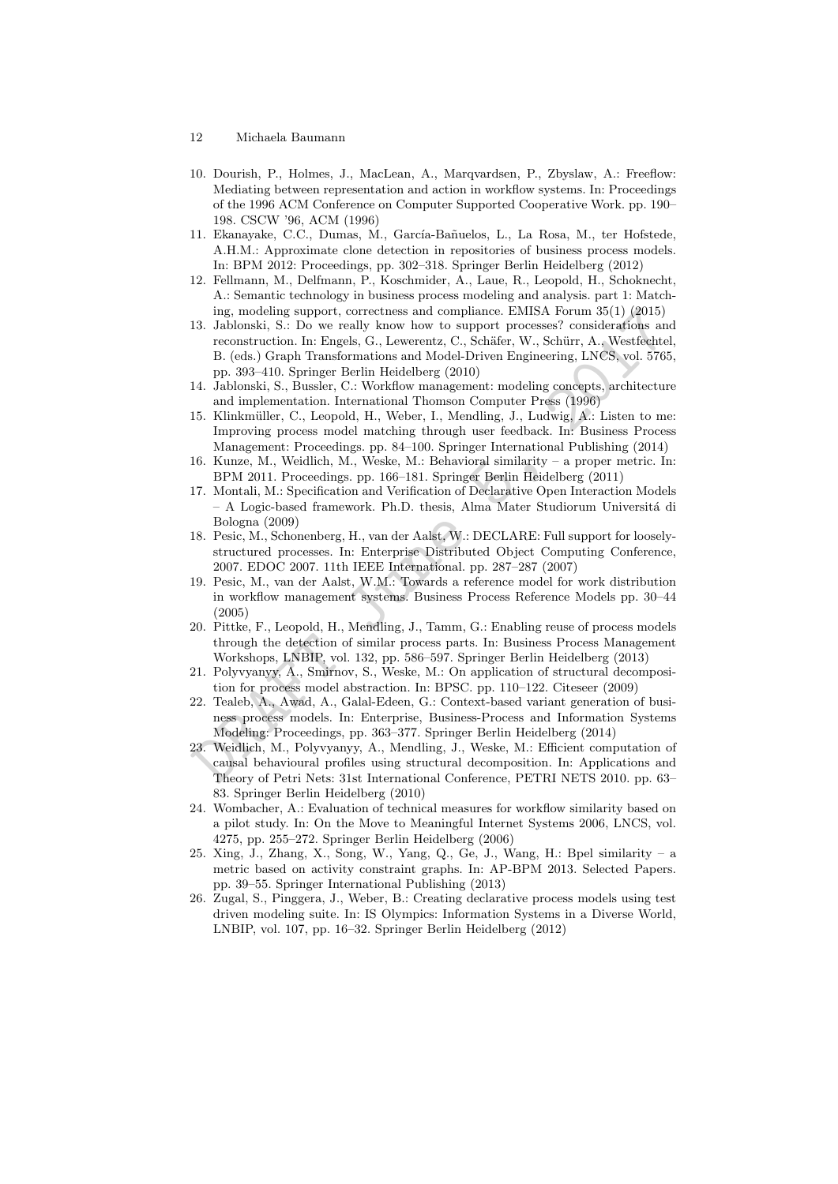10. Dourish, P., Holmes, J., MacLean, A., Marqvardsen, P., Zbyslaw, A.: Freeflow: Mediating between representation and action in workflow systems. In: Proceedings of the 1996 ACM Conference on Computer Supported Cooperative Work. pp. 190–198. CSCW '96, ACM (1996)
11. Ekanayake, C.C., Dumas, M., García-Bañuelos, L., La Rosa, M., ter Hofstede, A.H.M.: Approximate clone detection in repositories of business process models. In: BPM 2012: Proceedings, pp. 302–318. Springer Berlin Heidelberg (2012)
12. Fellmann, M., Delfmann, P., Koschmider, A., Laue, R., Leopold, H., Schoknecht, A.: Semantic technology in business process modeling and analysis. part 1: Matching, modeling support, correctness and compliance. EMISA Forum 35(1) (2015)
13. Jablonski, S.: Do we really know how to support processes? considerations and reconstruction. In: Engels, G., Lewerentz, C., Schäfer, W., Schürr, A., Westfechtel, B. (eds.) Graph Transformations and Model-Driven Engineering, LNCS, vol. 5765, pp. 393–410. Springer Berlin Heidelberg (2010)
14. Jablonski, S., Bussler, C.: Workflow management: modeling concepts, architecture and implementation. International Thomson Computer Press (1996)
15. Klinkmüller, C., Leopold, H., Weber, I., Mendling, J., Ludwig, A.: Listen to me: Improving process model matching through user feedback. In: Business Process Management: Proceedings. pp. 84–100. Springer International Publishing (2014)
16. Kunze, M., Weidlich, M., Weske, M.: Behavioral similarity – a proper metric. In: BPM 2011. Proceedings. pp. 166–181. Springer Berlin Heidelberg (2011)
17. Montali, M.: Specification and Verification of Declarative Open Interaction Models – A Logic-based framework. Ph.D. thesis, Alma Mater Studiorum Universitá di Bologna (2009)
18. Pesic, M., Schonenberg, H., van der Aalst, W.: DECLARE: Full support for loosely-structured processes. In: Enterprise Distributed Object Computing Conference, 2007. EDOC 2007. 11th IEEE International. pp. 287–287 (2007)
19. Pesic, M., van der Aalst, W.M.: Towards a reference model for work distribution in workflow management systems. Business Process Reference Models pp. 30–44 (2005)
20. Pittke, F., Leopold, H., Mendling, J., Tamm, G.: Enabling reuse of process models through the detection of similar process parts. In: Business Process Management Workshops, LNBIP, vol. 132, pp. 586–597. Springer Berlin Heidelberg (2013)
21. Polyvyanyy, A., Smirnov, S., Weske, M.: On application of structural decomposition for process model abstraction. In: BPSC. pp. 110–122. Citeseer (2009)
22. Tealeb, A., Awad, A., Galal-Edeen, G.: Context-based variant generation of business process models. In: Enterprise, Business-Process and Information Systems Modeling: Proceedings, pp. 363–377. Springer Berlin Heidelberg (2014)
23. Weidlich, M., Polyvyanyy, A., Mendling, J., Weske, M.: Efficient computation of causal behavioural profiles using structural decomposition. In: Applications and Theory of Petri Nets: 31st International Conference, PETRI NETS 2010. pp. 63–83. Springer Berlin Heidelberg (2010)
24. Wombacher, A.: Evaluation of technical measures for workflow similarity based on a pilot study. In: On the Move to Meaningful Internet Systems 2006, LNCS, vol. 4275, pp. 255–272. Springer Berlin Heidelberg (2006)
25. Xing, J., Zhang, X., Song, W., Yang, Q., Ge, J., Wang, H.: Bpel similarity – a metric based on activity constraint graphs. In: AP-BPM 2013. Selected Papers. pp. 39–55. Springer International Publishing (2013)
26. Zugal, S., Pinggera, J., Weber, B.: Creating declarative process models using test driven modeling suite. In: IS Olympics: Information Systems in a Diverse World, LNBIP, vol. 107, pp. 16–32. Springer Berlin Heidelberg (2012)